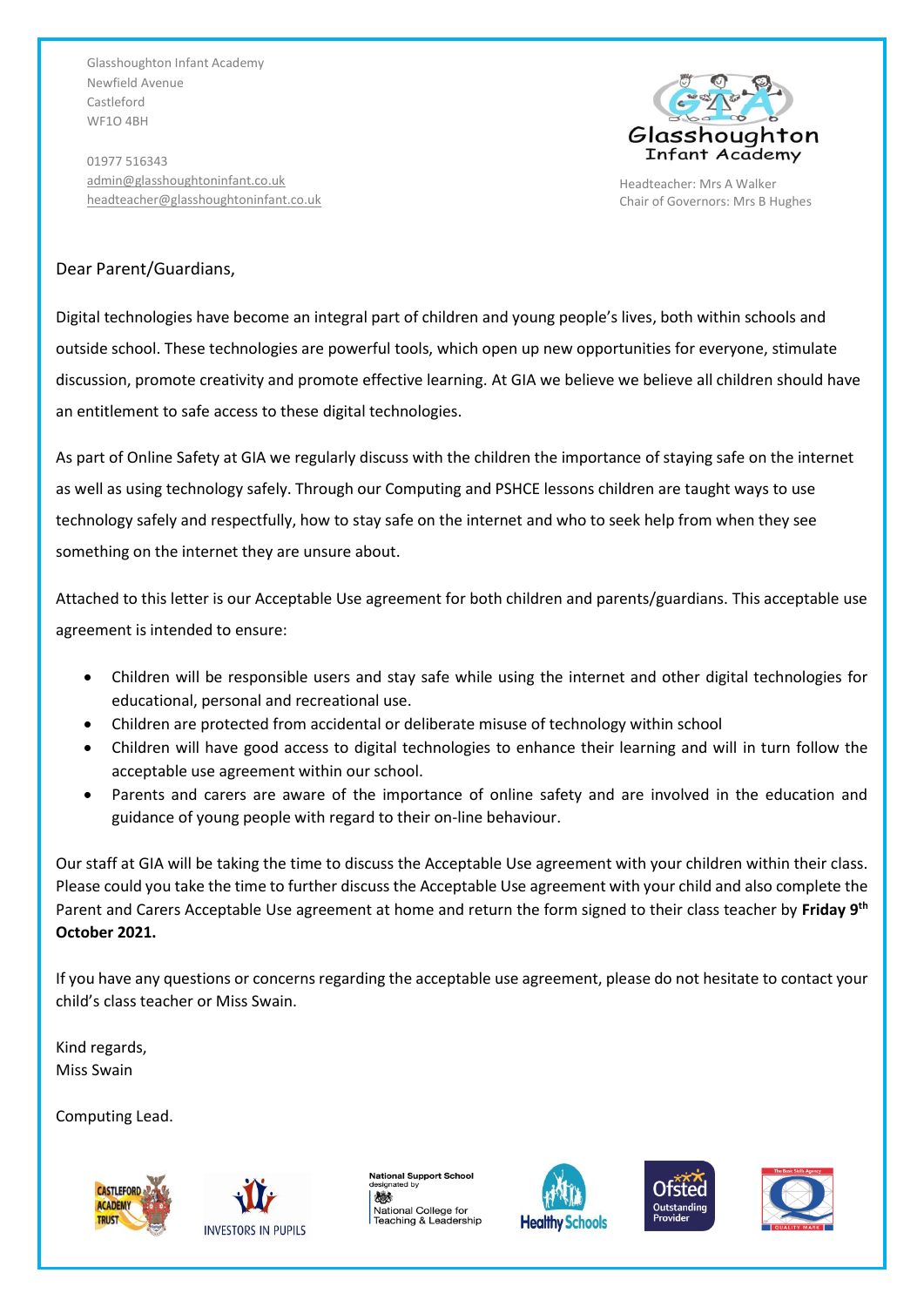Glasshoughton Infant Academy
Newfield Avenue
Castleford
WF10 4BH

01977 516343
admin@glasshoughtoninfant.co.uk
headteacher@glasshoughtoninfant.co.uk

Glasshoughton Infant Academy

Headteacher: Mrs A Walker
Chair of Governors: Mrs B Hughes

Dear Parent/Guardians,

Digital technologies have become an integral part of children and young people's lives, both within schools and outside school. These technologies are powerful tools, which open up new opportunities for everyone, stimulate discussion, promote creativity and promote effective learning. At GIA we believe we believe all children should have an entitlement to safe access to these digital technologies.

As part of Online Safety at GIA we regularly discuss with the children the importance of staying safe on the internet as well as using technology safely. Through our Computing and PSHCE lessons children are taught ways to use technology safely and respectfully, how to stay safe on the internet and who to seek help from when they see something on the internet they are unsure about.

Attached to this letter is our Acceptable Use agreement for both children and parents/guardians. This acceptable use agreement is intended to ensure:

- Children will be responsible users and stay safe while using the internet and other digital technologies for educational, personal and recreational use.
- Children are protected from accidental or deliberate misuse of technology within school
- Children will have good access to digital technologies to enhance their learning and will in turn follow the acceptable use agreement within our school.
- Parents and carers are aware of the importance of online safety and are involved in the education and guidance of young people with regard to their on-line behaviour.

Our staff at GIA will be taking the time to discuss the Acceptable Use agreement with your children within their class. Please could you take the time to further discuss the Acceptable Use agreement with your child and also complete the Parent and Carers Acceptable Use agreement at home and return the form signed to their class teacher by **Friday 9th October 2021.**

If you have any questions or concerns regarding the acceptable use agreement, please do not hesitate to contact your child's class teacher or Miss Swain.

Kind regards,
Miss Swain

Computing Lead.

CASTLEFORD ACADEMY TRUST | INVESTORS IN PUPILS | National Support School designated by National College for Teaching & Leadership | Healthy Schools | Ofsted Outstanding Provider | The Basic Skills Agency Quality Mark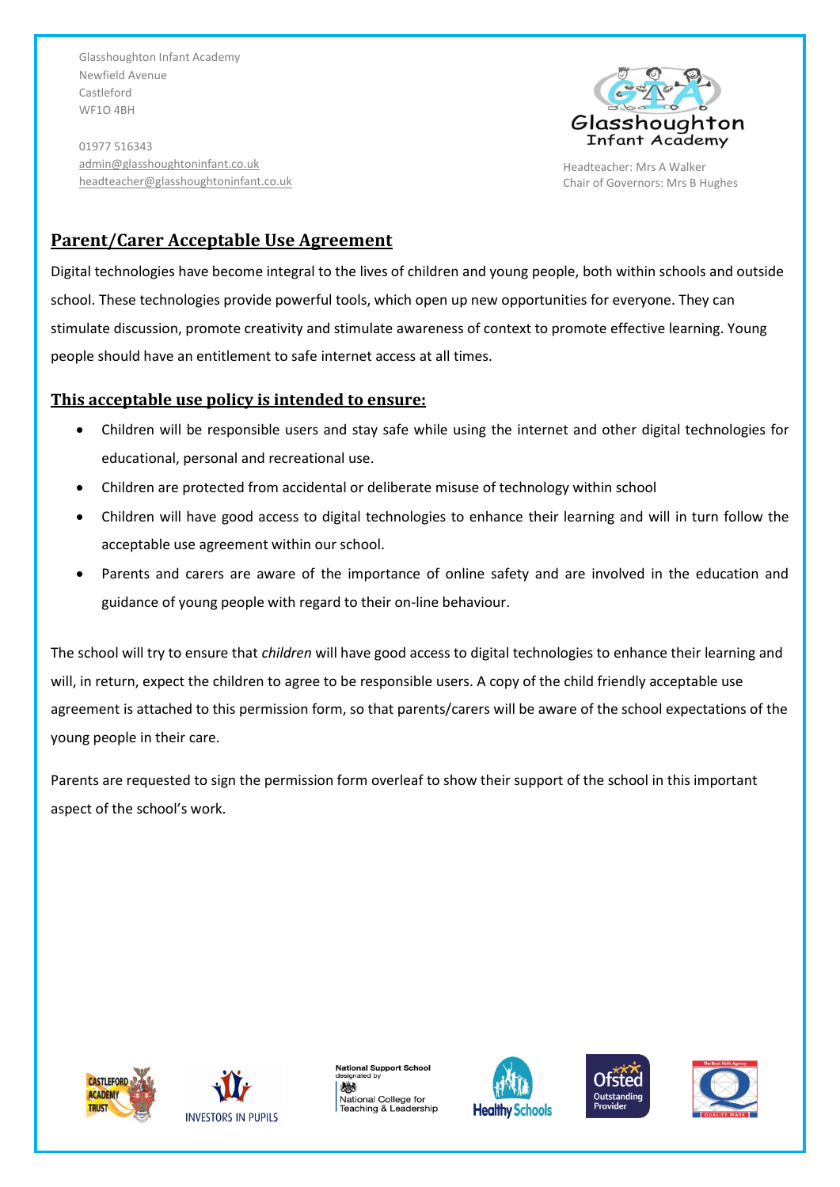Glasshoughton Infant Academy
Newfield Avenue
Castleford
WF10 4BH

01977 516343
admin@glasshoughtoninfant.co.uk
headteacher@glasshoughtoninfant.co.uk

Headteacher: Mrs A Walker
Chair of Governors: Mrs B Hughes

## Parent/Carer Acceptable Use Agreement

Digital technologies have become integral to the lives of children and young people, both within schools and outside school. These technologies provide powerful tools, which open up new opportunities for everyone. They can stimulate discussion, promote creativity and stimulate awareness of context to promote effective learning. Young people should have an entitlement to safe internet access at all times.

### This acceptable use policy is intended to ensure:

- Children will be responsible users and stay safe while using the internet and other digital technologies for educational, personal and recreational use.
- Children are protected from accidental or deliberate misuse of technology within school
- Children will have good access to digital technologies to enhance their learning and will in turn follow the acceptable use agreement within our school.
- Parents and carers are aware of the importance of online safety and are involved in the education and guidance of young people with regard to their on-line behaviour.

The school will try to ensure that *children* will have good access to digital technologies to enhance their learning and will, in return, expect the children to agree to be responsible users. A copy of the child friendly acceptable use agreement is attached to this permission form, so that parents/carers will be aware of the school expectations of the young people in their care.

Parents are requested to sign the permission form overleaf to show their support of the school in this important aspect of the school's work.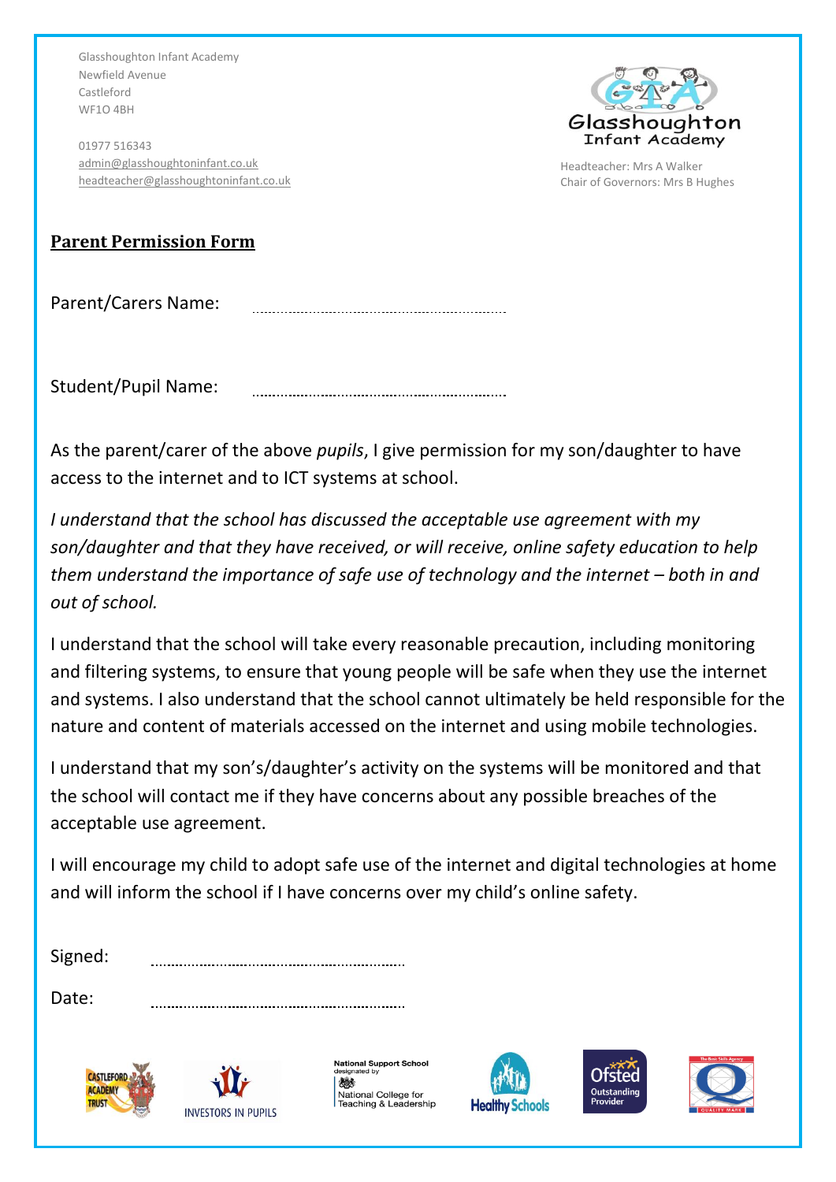Glasshoughton Infant Academy
Newfield Avenue
Castleford
WF10 4BH

01977 516343
admin@glasshoughtoninfant.co.uk
headteacher@glasshoughtoninfant.co.uk

Glasshoughton Infant Academy

Headteacher: Mrs A Walker
Chair of Governors: Mrs B Hughes

## **Parent Permission Form**

Parent/Carers Name: ………………………………………………

Student/Pupil Name: ………………………………………………

As the parent/carer of the above *pupils*, I give permission for my son/daughter to have access to the internet and to ICT systems at school.

*I understand that the school has discussed the acceptable use agreement with my son/daughter and that they have received, or will receive, online safety education to help them understand the importance of safe use of technology and the internet – both in and out of school.*

I understand that the school will take every reasonable precaution, including monitoring and filtering systems, to ensure that young people will be safe when they use the internet and systems. I also understand that the school cannot ultimately be held responsible for the nature and content of materials accessed on the internet and using mobile technologies.

I understand that my son's/daughter's activity on the systems will be monitored and that the school will contact me if they have concerns about any possible breaches of the acceptable use agreement.

I will encourage my child to adopt safe use of the internet and digital technologies at home and will inform the school if I have concerns over my child's online safety.

Signed: ………………………………………………

Date: ………………………………………………

Castleford Academy Trust | Investors in Pupils | National Support School designated by National College for Teaching & Leadership | Healthy Schools | Ofsted Outstanding Provider | The Basic Skills Agency Quality Mark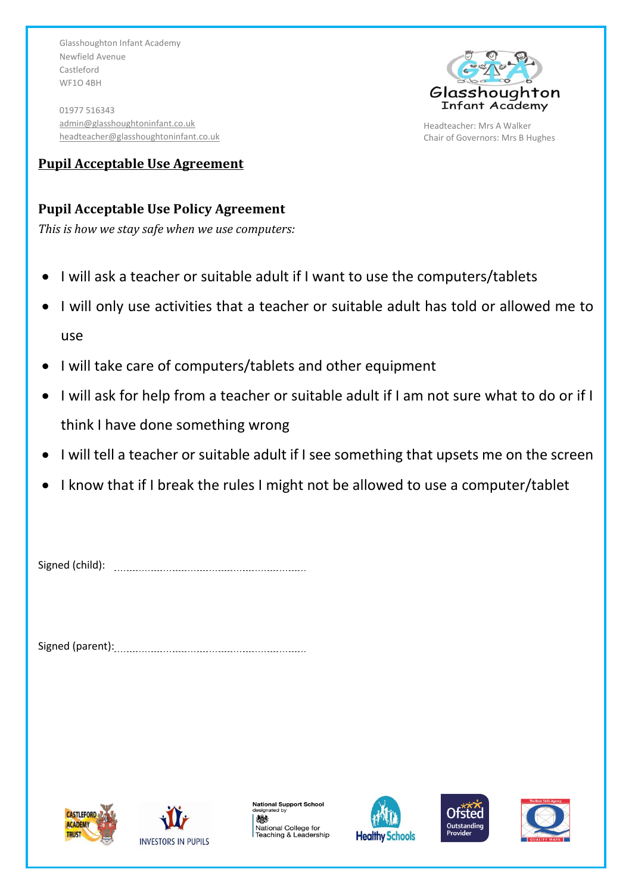Glasshoughton Infant Academy
Newfield Avenue
Castleford
WF10 4BH

01977 516343
admin@glasshoughtoninfant.co.uk
headteacher@glasshoughtoninfant.co.uk

Glasshoughton Infant Academy

Headteacher: Mrs A Walker
Chair of Governors: Mrs B Hughes

## Pupil Acceptable Use Agreement

### Pupil Acceptable Use Policy Agreement

*This is how we stay safe when we use computers:*

- I will ask a teacher or suitable adult if I want to use the computers/tablets
- I will only use activities that a teacher or suitable adult has told or allowed me to use
- I will take care of computers/tablets and other equipment
- I will ask for help from a teacher or suitable adult if I am not sure what to do or if I think I have done something wrong
- I will tell a teacher or suitable adult if I see something that upsets me on the screen
- I know that if I break the rules I might not be allowed to use a computer/tablet

Signed (child): ..........................................................

Signed (parent): ..........................................................